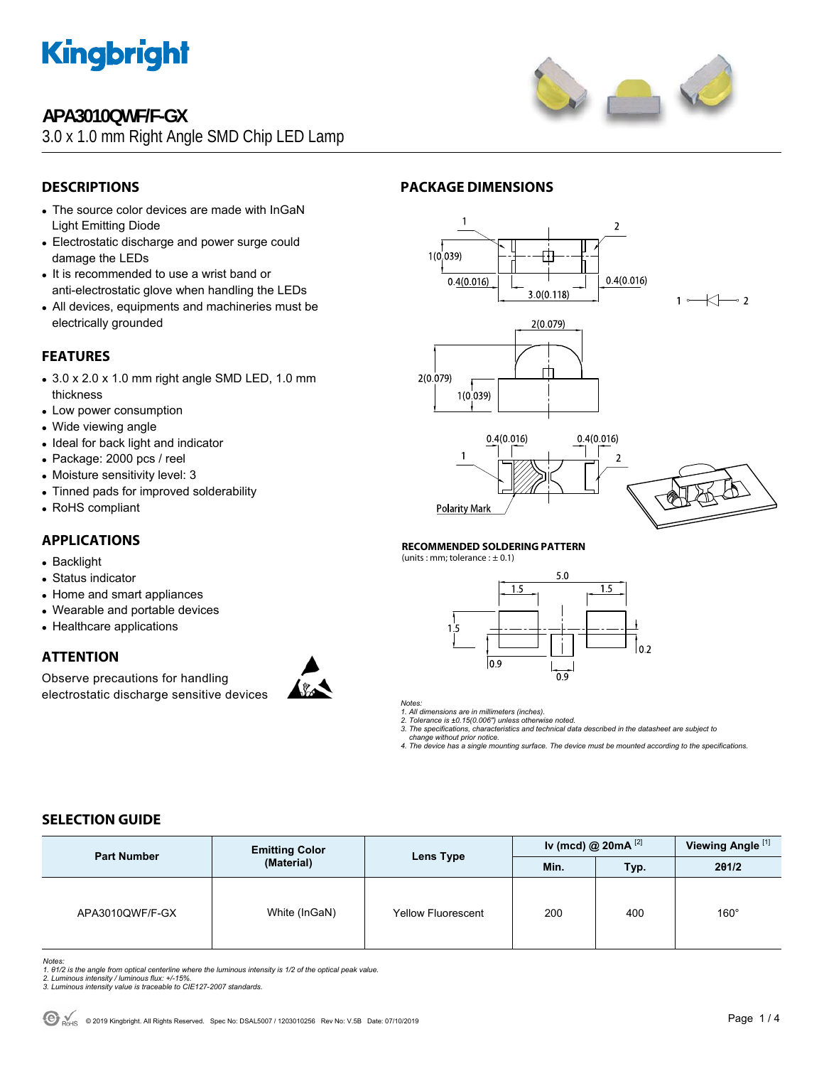# Kingbright

## APA3010QWF/F-GX

3.0 x 1.0 mm Right Angle SMD Chip LED Lamp

## DESCRIPTIONS

- The source color devices are made with InGaN Light Emitting Diode
- Electrostatic discharge and power surge could damage the LEDs
- It is recommended to use a wrist band or anti-electrostatic glove when handling the LEDs
- All devices, equipments and machineries must be electrically grounded

## FEATURES

- 3.0 x 2.0 x 1.0 mm right angle SMD LED, 1.0 mm thickness
- Low power consumption
- Wide viewing angle
- Ideal for back light and indicator
- Package: 2000 pcs / reel
- Moisture sensitivity level: 3
- Tinned pads for improved solderability
- RoHS compliant

## APPLICATIONS

- Backlight
- Status indicator
- Home and smart appliances
- Wearable and portable devices
- Healthcare applications

## ATTENTION

Observe precautions for handling electrostatic discharge sensitive devices

## PACKAGE DIMENSIONS

1(0.039) 0.4(0.016) 3.0(0.118) 0.4(0.016) 2(0.079) 2(0.079) 1(0.039) Polarity Mark

### RECOMMENDED SOLDERING PATTERN

(units : mm; tolerance : ± 0.1)

5.0 1.5 1.5 1.5 0.9 0.9 0.2

*Notes:*
*1. All dimensions are in millimeters (inches).*
*2. Tolerance is ±0.15(0.006") unless otherwise noted.*
*3. The specifications, characteristics and technical data described in the datasheet are subject to change without prior notice.*
*4. The device has a single mounting surface. The device must be mounted according to the specifications.*

## SELECTION GUIDE

| Part Number | Emitting Color (Material) | Lens Type | Iv (mcd) @ 20mA [2] | | Viewing Angle [1] |
|---|---|---|---|---|---|
| | | | Min. | Typ. | 2θ1/2 |
| APA3010QWF/F-GX | White (InGaN) | Yellow Fluorescent | 200 | 400 | 160° |

*Notes:*
*1. θ1/2 is the angle from optical centerline where the luminous intensity is 1/2 of the optical peak value.*
*2. Luminous intensity / luminous flux: +/-15%.*
*3. Luminous intensity value is traceable to CIE127-2007 standards.*

© 2019 Kingbright. All Rights Reserved. Spec No: DSAL5007 / 1203010256 Rev No: V.5B Date: 07/10/2019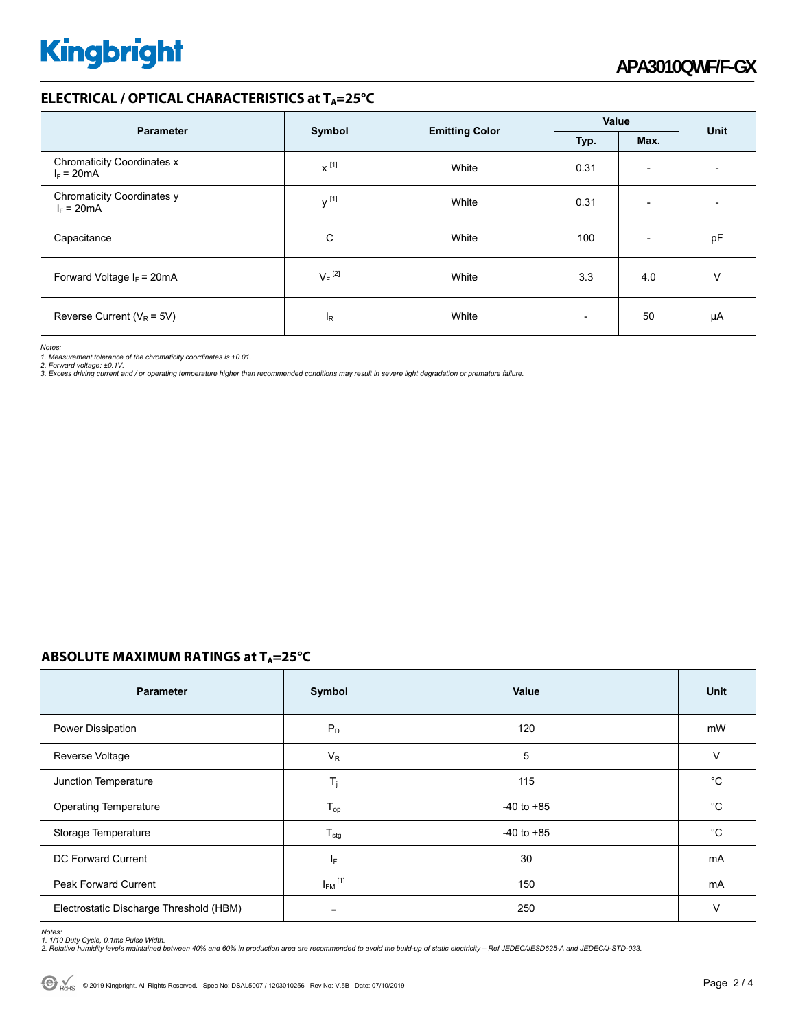## ELECTRICAL / OPTICAL CHARACTERISTICS at $T_A$=25°C

| Parameter | Symbol | Emitting Color | Value | | Unit |
|---|---|---|---|---|---|
| | | | Typ. | Max. | |
| Chromaticity Coordinates x $I_F$ = 20mA | x [1] | White | 0.31 | - | - |
| Chromaticity Coordinates y $I_F$ = 20mA | y [1] | White | 0.31 | - | - |
| Capacitance | C | White | 100 | - | pF |
| Forward Voltage $I_F$ = 20mA | $V_F$ [2] | White | 3.3 | 4.0 | V |
| Reverse Current ($V_R$ = 5V) | $I_R$ | White | - | 50 | μA |

*Notes:*
*1. Measurement tolerance of the chromaticity coordinates is ±0.01.*
*2. Forward voltage: ±0.1V.*
*3. Excess driving current and / or operating temperature higher than recommended conditions may result in severe light degradation or premature failure.*

## ABSOLUTE MAXIMUM RATINGS at $T_A$=25°C

| Parameter | Symbol | Value | Unit |
|---|---|---|---|
| Power Dissipation | $P_D$ | 120 | mW |
| Reverse Voltage | $V_R$ | 5 | V |
| Junction Temperature | $T_j$ | 115 | °C |
| Operating Temperature | $T_{op}$ | -40 to +85 | °C |
| Storage Temperature | $T_{stg}$ | -40 to +85 | °C |
| DC Forward Current | $I_F$ | 30 | mA |
| Peak Forward Current | $I_{FM}$ [1] | 150 | mA |
| Electrostatic Discharge Threshold (HBM) | - | 250 | V |

*Notes:*
*1. 1/10 Duty Cycle, 0.1ms Pulse Width.*
*2. Relative humidity levels maintained between 40% and 60% in production area are recommended to avoid the build-up of static electricity – Ref JEDEC/JESD625-A and JEDEC/J-STD-033.*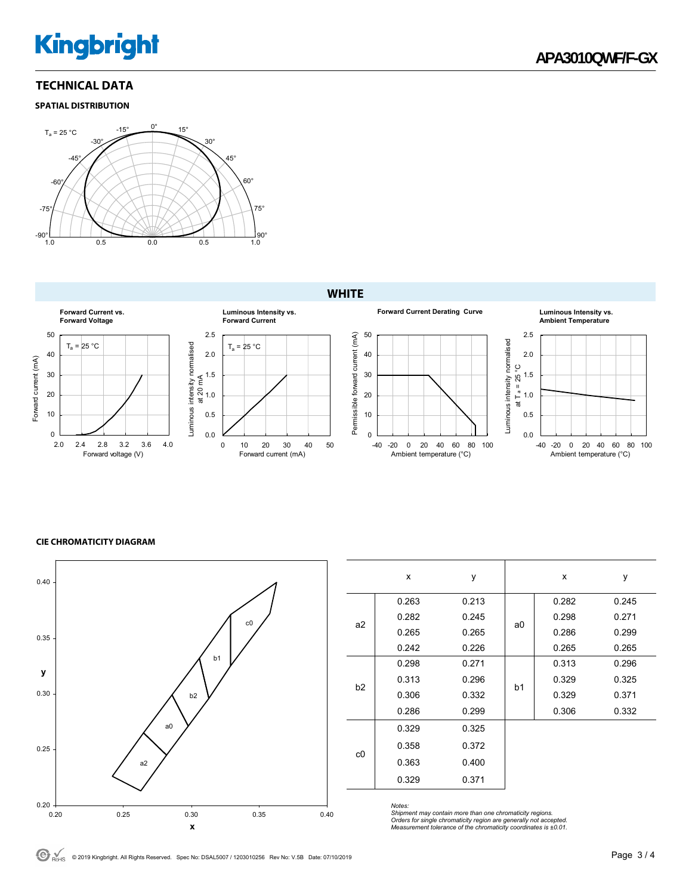## TECHNICAL DATA

### SPATIAL DISTRIBUTION

$T_a$ = 25 °C

### WHITE

**Forward Current vs. Forward Voltage**

**Luminous Intensity vs. Forward Current**

**Forward Current Derating Curve**

**Luminous Intensity vs. Ambient Temperature**

### CIE CHROMATICITY DIAGRAM

| | x | y | | x | y |
|---|---|---|---|---|---|
| a2 | 0.263 | 0.213 | a0 | 0.282 | 0.245 |
| | 0.282 | 0.245 | | 0.298 | 0.271 |
| | 0.265 | 0.265 | | 0.286 | 0.299 |
| | 0.242 | 0.226 | | 0.265 | 0.265 |
| b2 | 0.298 | 0.271 | b1 | 0.313 | 0.296 |
| | 0.313 | 0.296 | | 0.329 | 0.325 |
| | 0.306 | 0.332 | | 0.329 | 0.371 |
| | 0.286 | 0.299 | | 0.306 | 0.332 |
| c0 | 0.329 | 0.325 | | | |
| | 0.358 | 0.372 | | | |
| | 0.363 | 0.400 | | | |
| | 0.329 | 0.371 | | | |

*Notes:*
*Shipment may contain more than one chromaticity regions.*
*Orders for single chromaticity region are generally not accepted.*
*Measurement tolerance of the chromaticity coordinates is ±0.01.*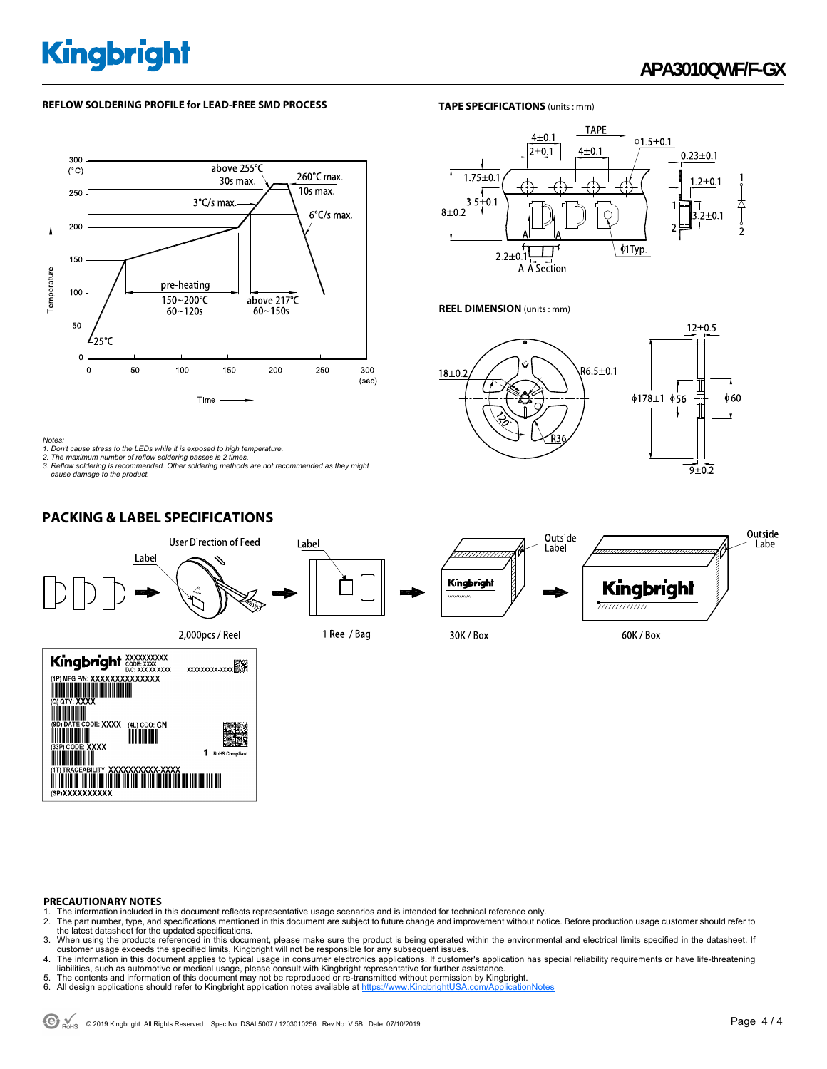## REFLOW SOLDERING PROFILE for LEAD-FREE SMD PROCESS

300
(°C)
250
200
150
100
50
0
Temperature
0
50
100
150
200
250
300
(sec)
Time
above 255°C
30s max.
260°C max.
10s max.
3°C/s max.
6°C/s max.
pre-heating
150~200°C
60~120s
above 217°C
60~150s
25°C

*Notes:*
*1. Don't cause stress to the LEDs while it is exposed to high temperature.*
*2. The maximum number of reflow soldering passes is 2 times.*
*3. Reflow soldering is recommended. Other soldering methods are not recommended as they might cause damage to the product.*

## TAPE SPECIFICATIONS (units : mm)

TAPE
4±0.1
2±0.1
4±0.1
ϕ1.5±0.1
0.23±0.1
1.75±0.1
3.5±0.1
8±0.2
1.2±0.1
3.2±0.1
1
2
A
A
ϕ1Typ.
2.2±0.1
A-A Section

## REEL DIMENSION (units : mm)

18±0.2
R6.5±0.1
120°
R36
12±0.5
ϕ178±1
ϕ56
ϕ60
9±0.2

## PACKING & LABEL SPECIFICATIONS

User Direction of Feed
Label
Label
Outside Label
Outside Label
2,000pcs / Reel
1 Reel / Bag
30K / Box
60K / Box

Kingbright XXXXXXXXX
CODE: XXXX
D/C: XXX XX XXXX
XXXXXXXXX-XXXX
(1P) MFG P/N: XXXXXXXXXXXXXX
(Q) QTY: XXXX
(9D) DATE CODE: XXXX (4L) COO: CN
(33P) CODE: XXXX
1 RoHS Compliant
(1T) TRACEABILITY: XXXXXXXXXX-XXXX
(SP)XXXXXXXXXX

## PRECAUTIONARY NOTES

1. The information included in this document reflects representative usage scenarios and is intended for technical reference only.
2. The part number, type, and specifications mentioned in this document are subject to future change and improvement without notice. Before production usage customer should refer to the latest datasheet for the updated specifications.
3. When using the products referenced in this document, please make sure the product is being operated within the environmental and electrical limits specified in the datasheet. If customer usage exceeds the specified limits, Kingbright will not be responsible for any subsequent issues.
4. The information in this document applies to typical usage in consumer electronics applications. If customer's application has special reliability requirements or have life-threatening liabilities, such as automotive or medical usage, please consult with Kingbright representative for further assistance.
5. The contents and information of this document may not be reproduced or re-transmitted without permission by Kingbright.
6. All design applications should refer to Kingbright application notes available at https://www.KingbrightUSA.com/ApplicationNotes

© 2019 Kingbright. All Rights Reserved. Spec No: DSAL5007 / 1203010256 Rev No: V.5B Date: 07/10/2019